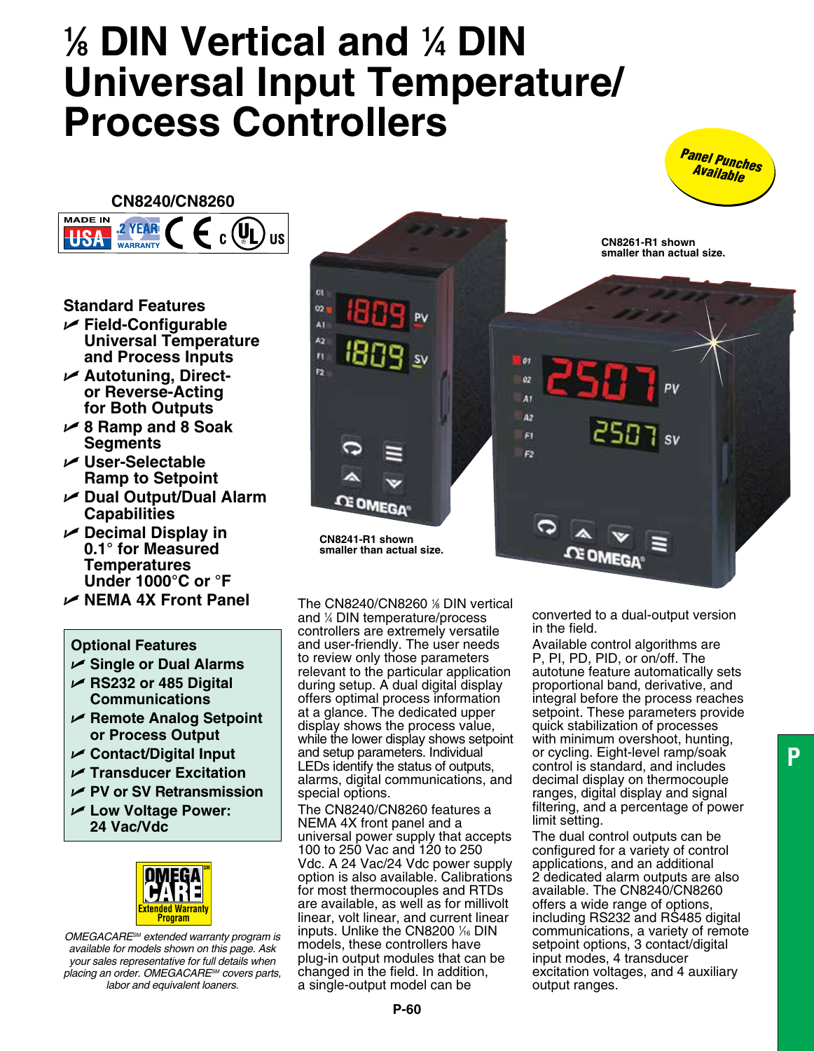# ⅛ DIN Vertical and ¼ DIN Universal Input Temperature/ Process Controllers

Panel Punches Available

**CN8240/CN8260**

MADE IN USA · 2 YEAR WARRANTY · CE · c UL us

## Standard Features

- Field-Configurable Universal Temperature and Process Inputs
- Autotuning, Direct- or Reverse-Acting for Both Outputs
- 8 Ramp and 8 Soak Segments
- User-Selectable Ramp to Setpoint
- Dual Output/Dual Alarm Capabilities
- Decimal Display in 0.1° for Measured Temperatures Under 1000°C or °F
- NEMA 4X Front Panel

## Optional Features

- Single or Dual Alarms
- RS232 or 485 Digital Communications
- Remote Analog Setpoint or Process Output
- Contact/Digital Input
- Transducer Excitation
- PV or SV Retransmission
- Low Voltage Power: 24 Vac/Vdc

OMEGACARE Extended Warranty Program

*OMEGACARE℠ extended warranty program is available for models shown on this page. Ask your sales representative for full details when placing an order. OMEGACARE℠ covers parts, labor and equivalent loaners.*

CN8241-R1 shown smaller than actual size.

CN8261-R1 shown smaller than actual size.

The CN8240/CN8260 ⅛ DIN vertical and ¼ DIN temperature/process controllers are extremely versatile and user-friendly. The user needs to review only those parameters relevant to the particular application during setup. A dual digital display offers optimal process information at a glance. The dedicated upper display shows the process value, while the lower display shows setpoint and setup parameters. Individual LEDs identify the status of outputs, alarms, digital communications, and special options.

The CN8240/CN8260 features a NEMA 4X front panel and a universal power supply that accepts 100 to 250 Vac and 120 to 250 Vdc. A 24 Vac/24 Vdc power supply option is also available. Calibrations for most thermocouples and RTDs are available, as well as for millivolt linear, volt linear, and current linear inputs. Unlike the CN8200 ¹⁄₁₆ DIN models, these controllers have plug-in output modules that can be changed in the field. In addition, a single-output model can be converted to a dual-output version in the field.

Available control algorithms are P, PI, PD, PID, or on/off. The autotune feature automatically sets proportional band, derivative, and integral before the process reaches setpoint. These parameters provide quick stabilization of processes with minimum overshoot, hunting, or cycling. Eight-level ramp/soak control is standard, and includes decimal display on thermocouple ranges, digital display and signal filtering, and a percentage of power limit setting.

The dual control outputs can be configured for a variety of control applications, and an additional 2 dedicated alarm outputs are also available. The CN8240/CN8260 offers a wide range of options, including RS232 and RS485 digital communications, a variety of remote setpoint options, 3 contact/digital input modes, 4 transducer excitation voltages, and 4 auxiliary output ranges.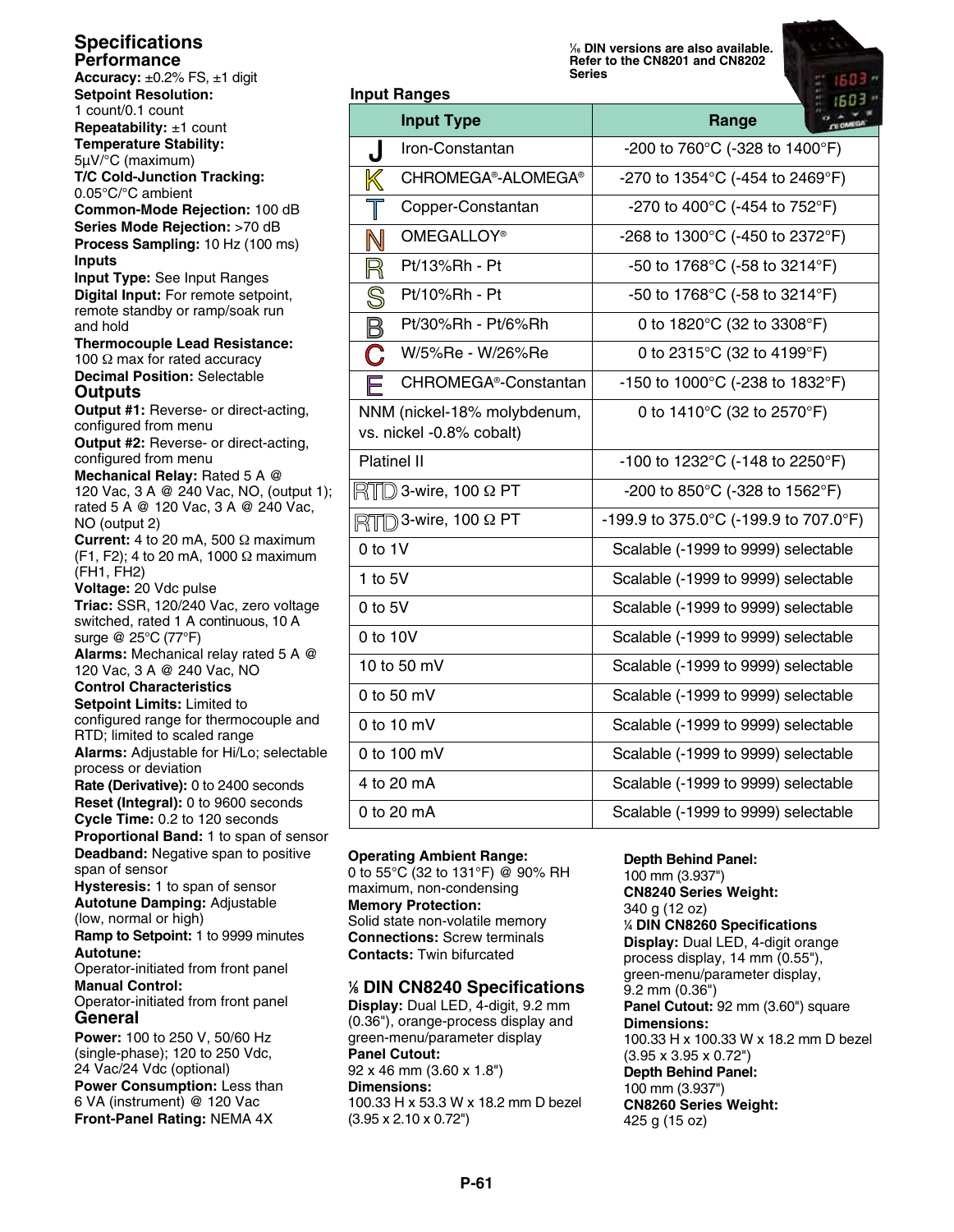## Specifications

### Performance

**Accuracy:** ±0.2% FS, ±1 digit
**Setpoint Resolution:** 1 count/0.1 count
**Repeatability:** ±1 count
**Temperature Stability:** 5µV/°C (maximum)
**T/C Cold-Junction Tracking:** 0.05°C/°C ambient
**Common-Mode Rejection:** 100 dB
**Series Mode Rejection:** >70 dB
**Process Sampling:** 10 Hz (100 ms)

**Inputs**

**Input Type:** See Input Ranges
**Digital Input:** For remote setpoint, remote standby or ramp/soak run and hold
**Thermocouple Lead Resistance:** 100 Ω max for rated accuracy
**Decimal Position:** Selectable

### Outputs

**Output #1:** Reverse- or direct-acting, configured from menu
**Output #2:** Reverse- or direct-acting, configured from menu
**Mechanical Relay:** Rated 5 A @ 120 Vac, 3 A @ 240 Vac, NO, (output 1); rated 5 A @ 120 Vac, 3 A @ 240 Vac, NO (output 2)
**Current:** 4 to 20 mA, 500 Ω maximum (F1, F2); 4 to 20 mA, 1000 Ω maximum (FH1, FH2)
**Voltage:** 20 Vdc pulse
**Triac:** SSR, 120/240 Vac, zero voltage switched, rated 1 A continuous, 10 A surge @ 25°C (77°F)
**Alarms:** Mechanical relay rated 5 A @ 120 Vac, 3 A @ 240 Vac, NO

**Control Characteristics**

**Setpoint Limits:** Limited to configured range for thermocouple and RTD; limited to scaled range
**Alarms:** Adjustable for Hi/Lo; selectable process or deviation
**Rate (Derivative):** 0 to 2400 seconds
**Reset (Integral):** 0 to 9600 seconds
**Cycle Time:** 0.2 to 120 seconds
**Proportional Band:** 1 to span of sensor
**Deadband:** Negative span to positive span of sensor
**Hysteresis:** 1 to span of sensor
**Autotune Damping:** Adjustable (low, normal or high)
**Ramp to Setpoint:** 1 to 9999 minutes
**Autotune:** Operator-initiated from front panel
**Manual Control:** Operator-initiated from front panel

### General

**Power:** 100 to 250 V, 50/60 Hz (single-phase); 120 to 250 Vdc, 24 Vac/24 Vdc (optional)
**Power Consumption:** Less than 6 VA (instrument) @ 120 Vac
**Front-Panel Rating:** NEMA 4X

⅟₁₆ DIN versions are also available. Refer to the CN8201 and CN8202 Series

**Input Ranges**

| Input Type | Range |
|---|---|
| J Iron-Constantan | -200 to 760°C (-328 to 1400°F) |
| K CHROMEGA®-ALOMEGA® | -270 to 1354°C (-454 to 2469°F) |
| T Copper-Constantan | -270 to 400°C (-454 to 752°F) |
| N OMEGALLOY® | -268 to 1300°C (-450 to 2372°F) |
| R Pt/13%Rh - Pt | -50 to 1768°C (-58 to 3214°F) |
| S Pt/10%Rh - Pt | -50 to 1768°C (-58 to 3214°F) |
| B Pt/30%Rh - Pt/6%Rh | 0 to 1820°C (32 to 3308°F) |
| C W/5%Re - W/26%Re | 0 to 2315°C (32 to 4199°F) |
| E CHROMEGA®-Constantan | -150 to 1000°C (-238 to 1832°F) |
| NNM (nickel-18% molybdenum, vs. nickel -0.8% cobalt) | 0 to 1410°C (32 to 2570°F) |
| Platinel II | -100 to 1232°C (-148 to 2250°F) |
| RTD 3-wire, 100 Ω PT | -200 to 850°C (-328 to 1562°F) |
| RTD 3-wire, 100 Ω PT | -199.9 to 375.0°C (-199.9 to 707.0°F) |
| 0 to 1V | Scalable (-1999 to 9999) selectable |
| 1 to 5V | Scalable (-1999 to 9999) selectable |
| 0 to 5V | Scalable (-1999 to 9999) selectable |
| 0 to 10V | Scalable (-1999 to 9999) selectable |
| 10 to 50 mV | Scalable (-1999 to 9999) selectable |
| 0 to 50 mV | Scalable (-1999 to 9999) selectable |
| 0 to 10 mV | Scalable (-1999 to 9999) selectable |
| 0 to 100 mV | Scalable (-1999 to 9999) selectable |
| 4 to 20 mA | Scalable (-1999 to 9999) selectable |
| 0 to 20 mA | Scalable (-1999 to 9999) selectable |

**Operating Ambient Range:** 0 to 55°C (32 to 131°F) @ 90% RH maximum, non-condensing
**Memory Protection:** Solid state non-volatile memory
**Connections:** Screw terminals
**Contacts:** Twin bifurcated

### ⅛ DIN CN8240 Specifications

**Display:** Dual LED, 4-digit, 9.2 mm (0.36"), orange-process display and green-menu/parameter display
**Panel Cutout:** 92 x 46 mm (3.60 x 1.8")
**Dimensions:** 100.33 H x 53.3 W x 18.2 mm D bezel (3.95 x 2.10 x 0.72")
**Depth Behind Panel:** 100 mm (3.937")
**CN8240 Series Weight:** 340 g (12 oz)

**¼ DIN CN8260 Specifications**

**Display:** Dual LED, 4-digit orange process display, 14 mm (0.55"), green-menu/parameter display, 9.2 mm (0.36")
**Panel Cutout:** 92 mm (3.60") square
**Dimensions:** 100.33 H x 100.33 W x 18.2 mm D bezel (3.95 x 3.95 x 0.72")
**Depth Behind Panel:** 100 mm (3.937")
**CN8260 Series Weight:** 425 g (15 oz)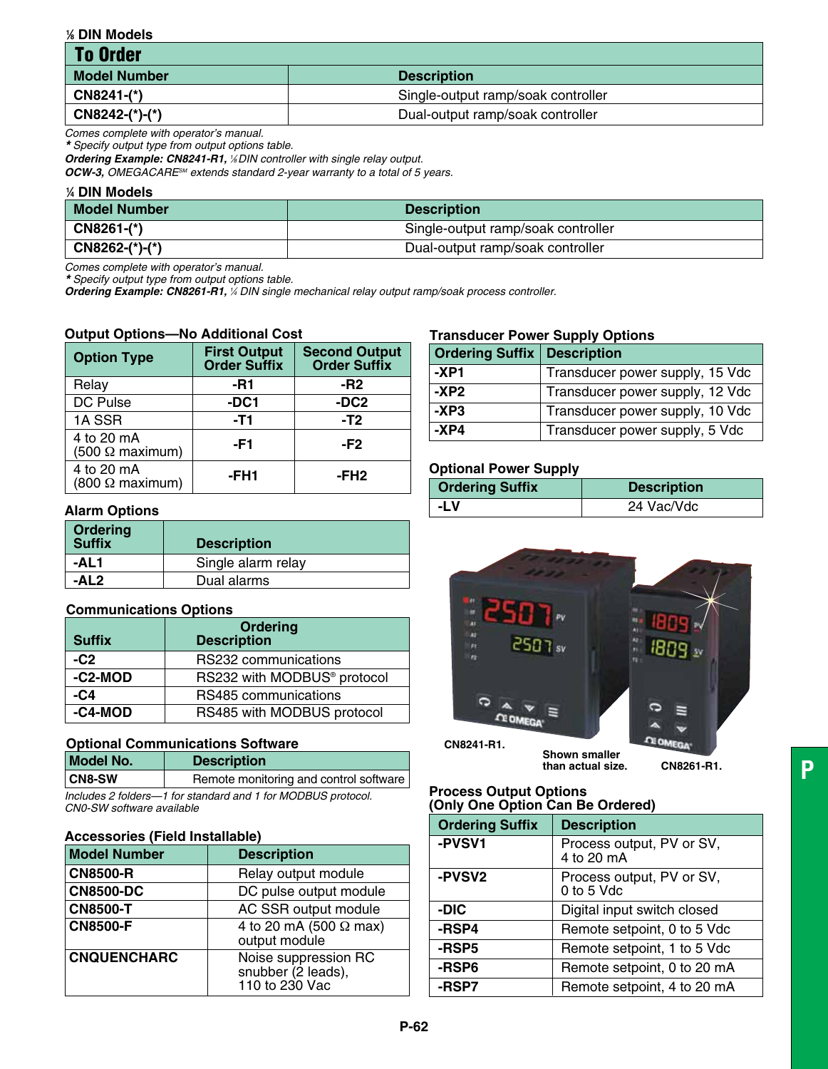## ⅛ DIN Models

### To Order

| Model Number | Description |
|---|---|
| CN8241-(*) | Single-output ramp/soak controller |
| CN8242-(*)-(*) | Dual-output ramp/soak controller |

*Comes complete with operator's manual.*
*** Specify output type from output options table.*
***Ordering Example: CN8241-R1,** ⅛ DIN controller with single relay output.*
***OCW-3,** OMEGACARE℠ extends standard 2-year warranty to a total of 5 years.*

## ¼ DIN Models

| Model Number | Description |
|---|---|
| CN8261-(*) | Single-output ramp/soak controller |
| CN8262-(*)-(*) | Dual-output ramp/soak controller |

*Comes complete with operator's manual.*
*** Specify output type from output options table.*
***Ordering Example: CN8261-R1,** ¼ DIN single mechanical relay output ramp/soak process controller.*

### Output Options—No Additional Cost

| Option Type | First Output Order Suffix | Second Output Order Suffix |
|---|---|---|
| Relay | -R1 | -R2 |
| DC Pulse | -DC1 | -DC2 |
| 1A SSR | -T1 | -T2 |
| 4 to 20 mA (500 Ω maximum) | -F1 | -F2 |
| 4 to 20 mA (800 Ω maximum) | -FH1 | -FH2 |

### Alarm Options

| Ordering Suffix | Description |
|---|---|
| -AL1 | Single alarm relay |
| -AL2 | Dual alarms |

### Communications Options

| Suffix | Ordering Description |
|---|---|
| -C2 | RS232 communications |
| -C2-MOD | RS232 with MODBUS® protocol |
| -C4 | RS485 communications |
| -C4-MOD | RS485 with MODBUS protocol |

### Optional Communications Software

| Model No. | Description |
|---|---|
| CN8-SW | Remote monitoring and control software |

*Includes 2 folders—1 for standard and 1 for MODBUS protocol.*
*CN0-SW software available*

### Accessories (Field Installable)

| Model Number | Description |
|---|---|
| CN8500-R | Relay output module |
| CN8500-DC | DC pulse output module |
| CN8500-T | AC SSR output module |
| CN8500-F | 4 to 20 mA (500 Ω max) output module |
| CNQUENCHARC | Noise suppression RC snubber (2 leads), 110 to 230 Vac |

### Transducer Power Supply Options

| Ordering Suffix | Description |
|---|---|
| -XP1 | Transducer power supply, 15 Vdc |
| -XP2 | Transducer power supply, 12 Vdc |
| -XP3 | Transducer power supply, 10 Vdc |
| -XP4 | Transducer power supply, 5 Vdc |

### Optional Power Supply

| Ordering Suffix | Description |
|---|---|
| -LV | 24 Vac/Vdc |

CN8241-R1. Shown smaller than actual size. CN8261-R1.

### Process Output Options (Only One Option Can Be Ordered)

| Ordering Suffix | Description |
|---|---|
| -PVSV1 | Process output, PV or SV, 4 to 20 mA |
| -PVSV2 | Process output, PV or SV, 0 to 5 Vdc |
| -DIC | Digital input switch closed |
| -RSP4 | Remote setpoint, 0 to 5 Vdc |
| -RSP5 | Remote setpoint, 1 to 5 Vdc |
| -RSP6 | Remote setpoint, 0 to 20 mA |
| -RSP7 | Remote setpoint, 4 to 20 mA |